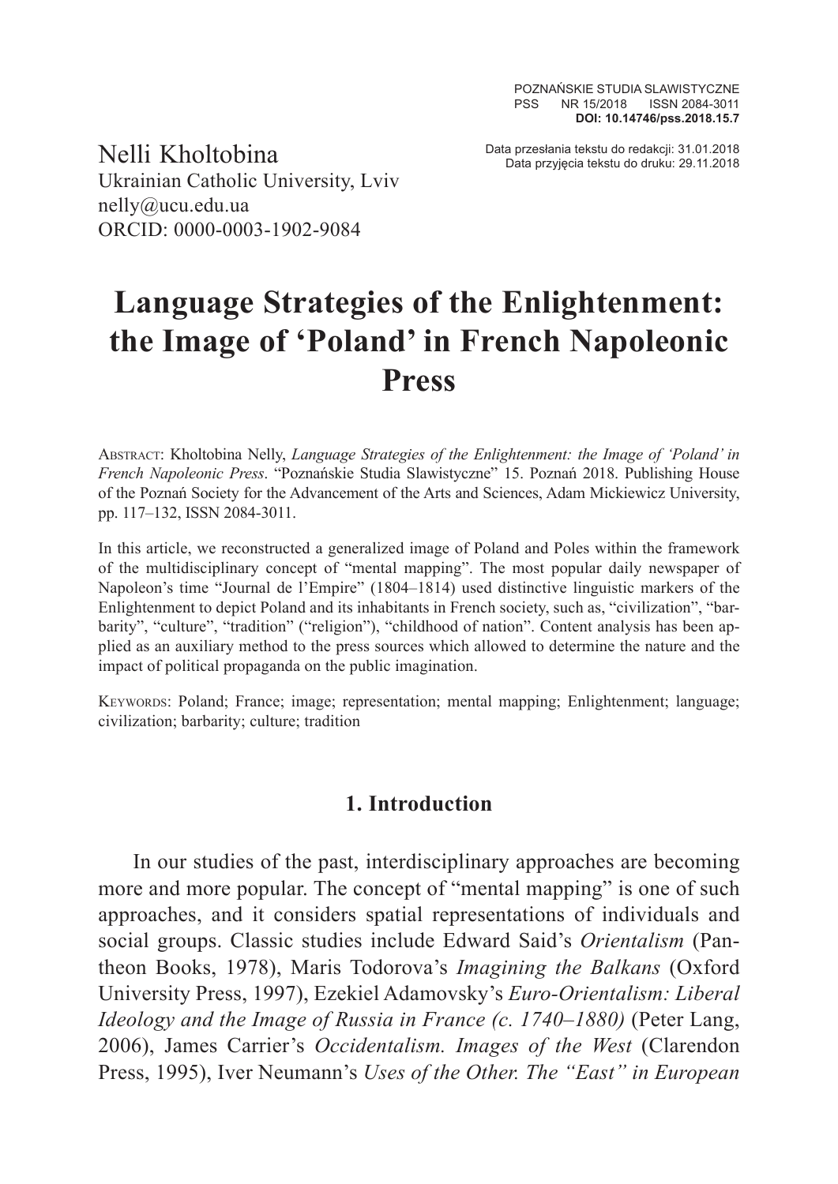Nelli Kholtobina
Ukrainian Catholic University, Lviv
nelly@ucu.edu.ua
ORCID: 0000-0003-1902-9084

Data przesłania tekstu do redakcji: 31.01.2018
Data przyjęcia tekstu do druku: 29.11.2018

# Language Strategies of the Enlightenment: the Image of 'Poland' in French Napoleonic Press

Abstract: Kholtobina Nelly, *Language Strategies of the Enlightenment: the Image of 'Poland' in French Napoleonic Press*. "Poznańskie Studia Slawistyczne" 15. Poznań 2018. Publishing House of the Poznań Society for the Advancement of the Arts and Sciences, Adam Mickiewicz University, pp. 117–132, ISSN 2084-3011.

In this article, we reconstructed a generalized image of Poland and Poles within the framework of the multidisciplinary concept of "mental mapping". The most popular daily newspaper of Napoleon's time "Journal de l'Empire" (1804–1814) used distinctive linguistic markers of the Enlightenment to depict Poland and its inhabitants in French society, such as, "civilization", "barbarity", "culture", "tradition" ("religion"), "childhood of nation". Content analysis has been applied as an auxiliary method to the press sources which allowed to determine the nature and the impact of political propaganda on the public imagination.

Keywords: Poland; France; image; representation; mental mapping; Enlightenment; language; civilization; barbarity; culture; tradition

## 1. Introduction

In our studies of the past, interdisciplinary approaches are becoming more and more popular. The concept of "mental mapping" is one of such approaches, and it considers spatial representations of individuals and social groups. Classic studies include Edward Said's *Orientalism* (Pantheon Books, 1978), Maris Todorova's *Imagining the Balkans* (Oxford University Press, 1997), Ezekiel Adamovsky's *Euro-Orientalism: Liberal Ideology and the Image of Russia in France (c. 1740–1880)* (Peter Lang, 2006), James Carrier's *Occidentalism. Images of the West* (Clarendon Press, 1995), Iver Neumann's *Uses of the Other. The "East" in European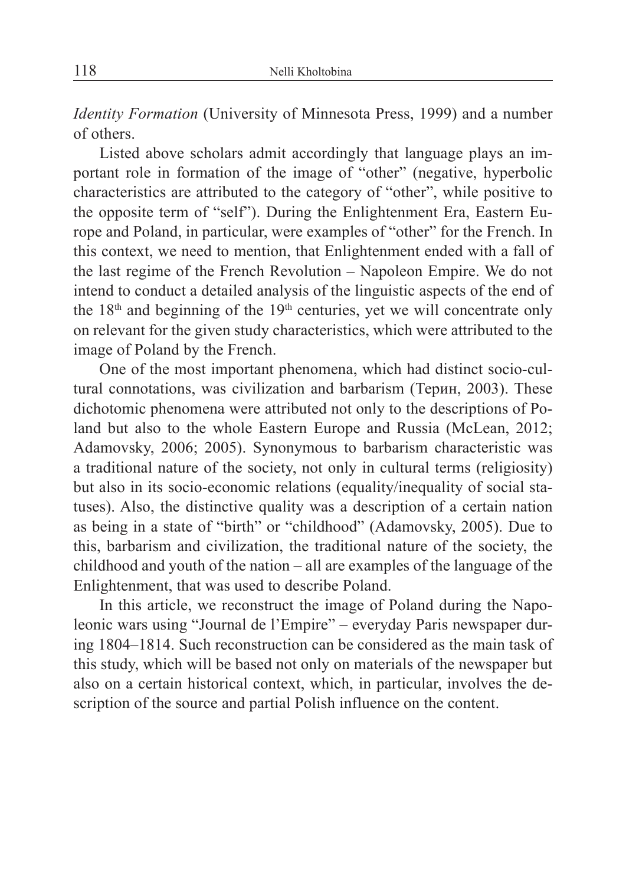*Identity Formation* (University of Minnesota Press, 1999) and a number of others.

Listed above scholars admit accordingly that language plays an important role in formation of the image of "other" (negative, hyperbolic characteristics are attributed to the category of "other", while positive to the opposite term of "self"). During the Enlightenment Era, Eastern Europe and Poland, in particular, were examples of "other" for the French. In this context, we need to mention, that Enlightenment ended with a fall of the last regime of the French Revolution – Napoleon Empire. We do not intend to conduct a detailed analysis of the linguistic aspects of the end of the 18th and beginning of the 19th centuries, yet we will concentrate only on relevant for the given study characteristics, which were attributed to the image of Poland by the French.

One of the most important phenomena, which had distinct socio-cultural connotations, was civilization and barbarism (Терин, 2003). These dichotomic phenomena were attributed not only to the descriptions of Poland but also to the whole Eastern Europe and Russia (McLean, 2012; Adamovsky, 2006; 2005). Synonymous to barbarism characteristic was a traditional nature of the society, not only in cultural terms (religiosity) but also in its socio-economic relations (equality/inequality of social statuses). Also, the distinctive quality was a description of a certain nation as being in a state of "birth" or "childhood" (Adamovsky, 2005). Due to this, barbarism and civilization, the traditional nature of the society, the childhood and youth of the nation – all are examples of the language of the Enlightenment, that was used to describe Poland.

In this article, we reconstruct the image of Poland during the Napoleonic wars using "Journal de l'Empire" – everyday Paris newspaper during 1804–1814. Such reconstruction can be considered as the main task of this study, which will be based not only on materials of the newspaper but also on a certain historical context, which, in particular, involves the description of the source and partial Polish influence on the content.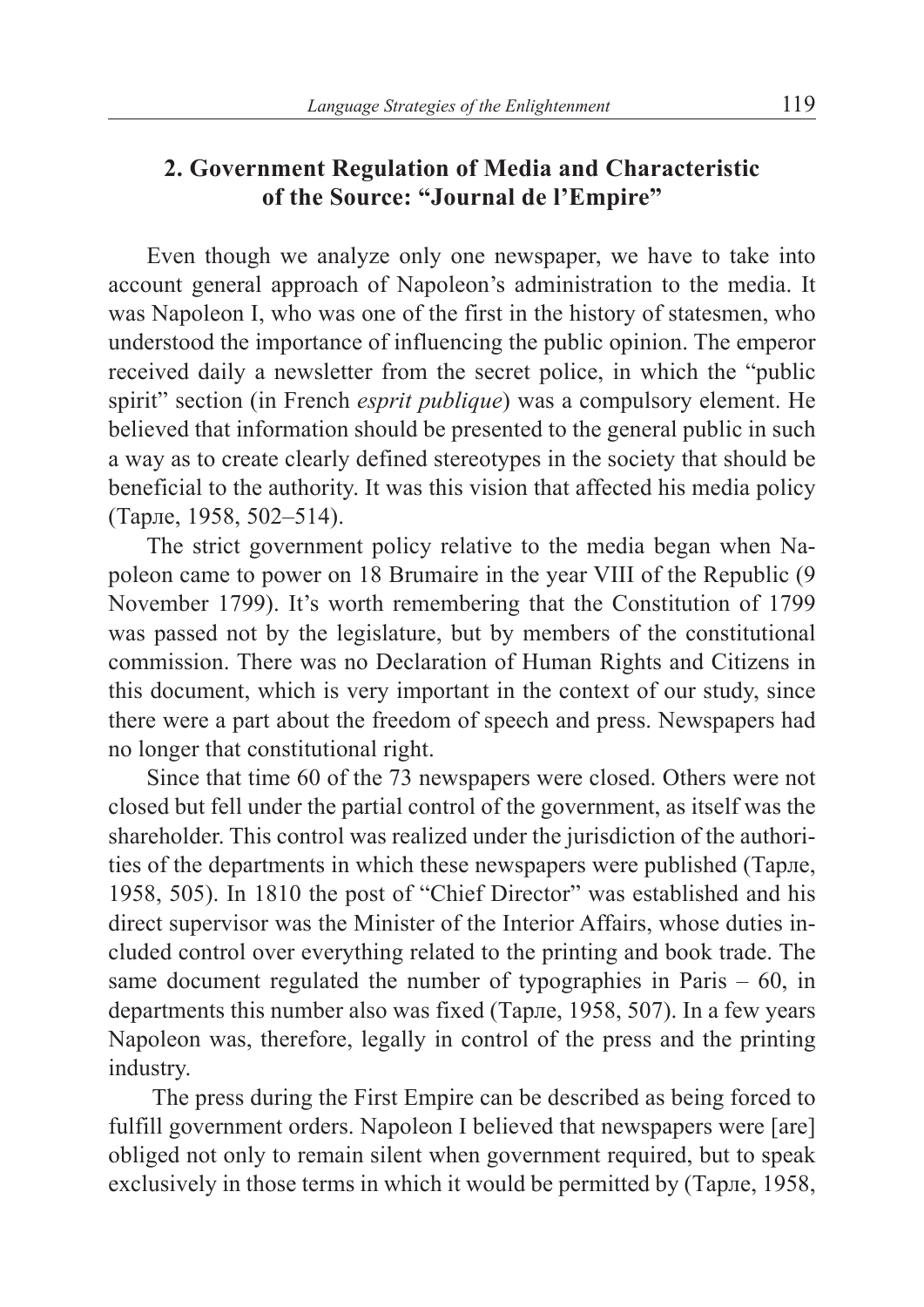## 2. Government Regulation of Media and Characteristic of the Source: "Journal de l'Empire"

Even though we analyze only one newspaper, we have to take into account general approach of Napoleon's administration to the media. It was Napoleon I, who was one of the first in the history of statesmen, who understood the importance of influencing the public opinion. The emperor received daily a newsletter from the secret police, in which the "public spirit" section (in French *esprit publique*) was a compulsory element. He believed that information should be presented to the general public in such a way as to create clearly defined stereotypes in the society that should be beneficial to the authority. It was this vision that affected his media policy (Тарле, 1958, 502–514).

The strict government policy relative to the media began when Napoleon came to power on 18 Brumaire in the year VIII of the Republic (9 November 1799). It's worth remembering that the Constitution of 1799 was passed not by the legislature, but by members of the constitutional commission. There was no Declaration of Human Rights and Citizens in this document, which is very important in the context of our study, since there were a part about the freedom of speech and press. Newspapers had no longer that constitutional right.

Since that time 60 of the 73 newspapers were closed. Others were not closed but fell under the partial control of the government, as itself was the shareholder. This control was realized under the jurisdiction of the authorities of the departments in which these newspapers were published (Тарле, 1958, 505). In 1810 the post of "Chief Director" was established and his direct supervisor was the Minister of the Interior Affairs, whose duties included control over everything related to the printing and book trade. The same document regulated the number of typographies in Paris – 60, in departments this number also was fixed (Тарле, 1958, 507). In a few years Napoleon was, therefore, legally in control of the press and the printing industry.

The press during the First Empire can be described as being forced to fulfill government orders. Napoleon I believed that newspapers were [are] obliged not only to remain silent when government required, but to speak exclusively in those terms in which it would be permitted by (Тарле, 1958,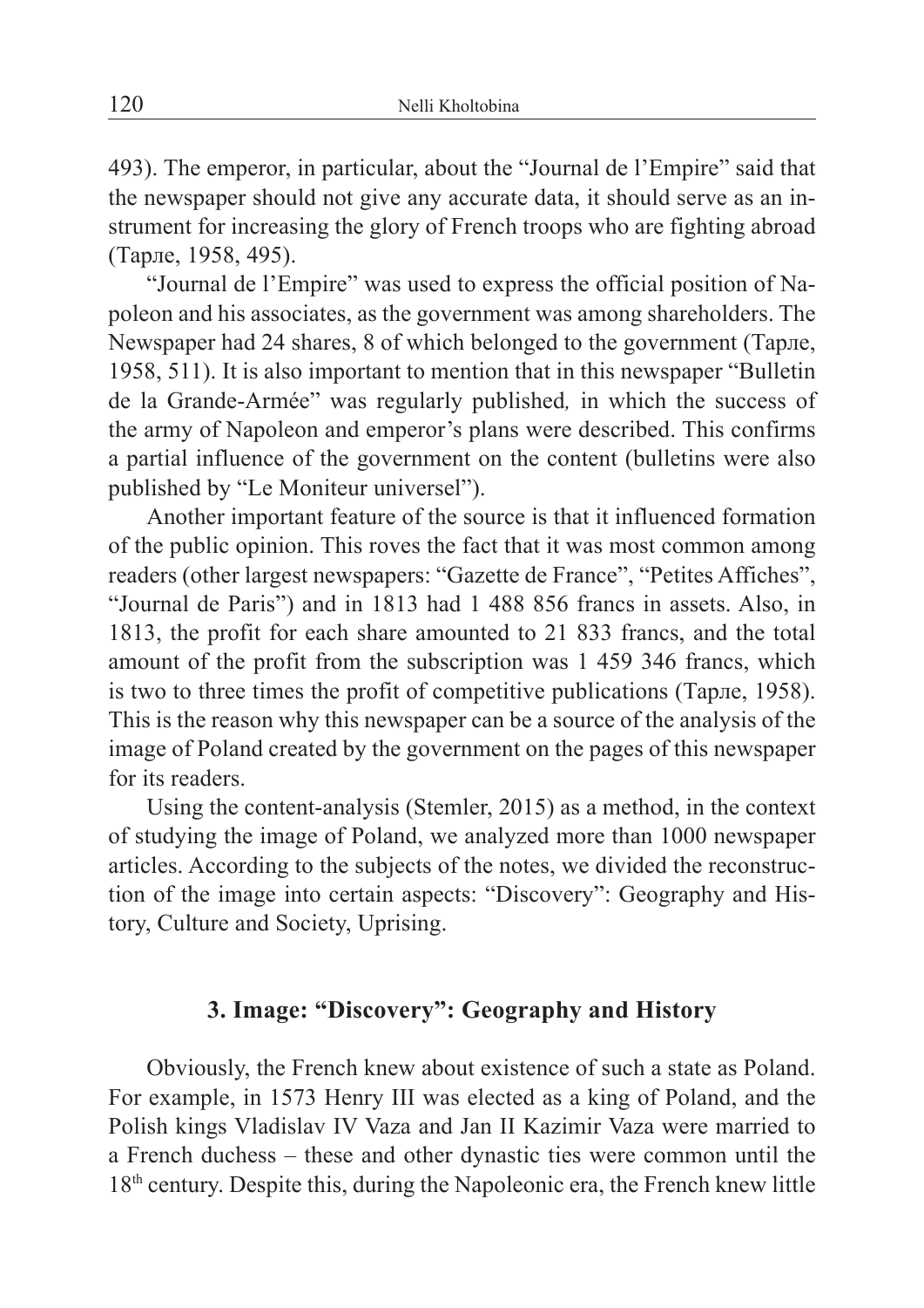493). The emperor, in particular, about the "Journal de l'Empire" said that the newspaper should not give any accurate data, it should serve as an instrument for increasing the glory of French troops who are fighting abroad (Тарле, 1958, 495).

"Journal de l'Empire" was used to express the official position of Napoleon and his associates, as the government was among shareholders. The Newspaper had 24 shares, 8 of which belonged to the government (Тарле, 1958, 511). It is also important to mention that in this newspaper "Bulletin de la Grande-Armée" was regularly published*,* in which the success of the army of Napoleon and emperor's plans were described. This confirms a partial influence of the government on the content (bulletins were also published by "Le Moniteur universel").

Another important feature of the source is that it influenced formation of the public opinion. This roves the fact that it was most common among readers (other largest newspapers: "Gazette de France", "Petites Affiches", "Journal de Paris") and in 1813 had 1 488 856 francs in assets. Also, in 1813, the profit for each share amounted to 21 833 francs, and the total amount of the profit from the subscription was 1 459 346 francs, which is two to three times the profit of competitive publications (Тарле, 1958). This is the reason why this newspaper can be a source of the analysis of the image of Poland created by the government on the pages of this newspaper for its readers.

Using the content-analysis (Stemler, 2015) as a method, in the context of studying the image of Poland, we analyzed more than 1000 newspaper articles. According to the subjects of the notes, we divided the reconstruction of the image into certain aspects: "Discovery": Geography and History, Culture and Society, Uprising.

## 3. Image: "Discovery": Geography and History

Obviously, the French knew about existence of such a state as Poland. For example, in 1573 Henry III was elected as a king of Poland, and the Polish kings Vladislav IV Vaza and Jan II Kazimir Vaza were married to a French duchess – these and other dynastic ties were common until the 18th century. Despite this, during the Napoleonic era, the French knew little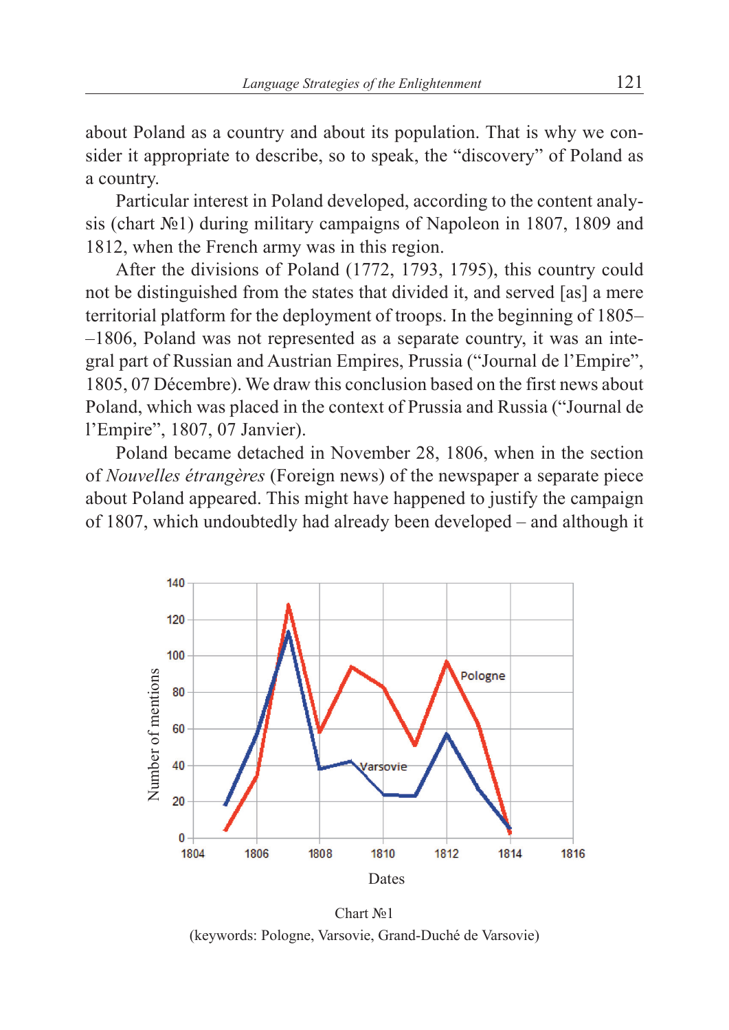about Poland as a country and about its population. That is why we consider it appropriate to describe, so to speak, the "discovery" of Poland as a country.

Particular interest in Poland developed, according to the content analysis (chart №1) during military campaigns of Napoleon in 1807, 1809 and 1812, when the French army was in this region.

After the divisions of Poland (1772, 1793, 1795), this country could not be distinguished from the states that divided it, and served [as] a mere territorial platform for the deployment of troops. In the beginning of 1805––1806, Poland was not represented as a separate country, it was an integral part of Russian and Austrian Empires, Prussia ("Journal de l'Empire", 1805, 07 Décembre). We draw this conclusion based on the first news about Poland, which was placed in the context of Prussia and Russia ("Journal de l'Empire", 1807, 07 Janvier).

Poland became detached in November 28, 1806, when in the section of *Nouvelles étrangères* (Foreign news) of the newspaper a separate piece about Poland appeared. This might have happened to justify the campaign of 1807, which undoubtedly had already been developed – and although it

Chart №1

(keywords: Pologne, Varsovie, Grand-Duché de Varsovie)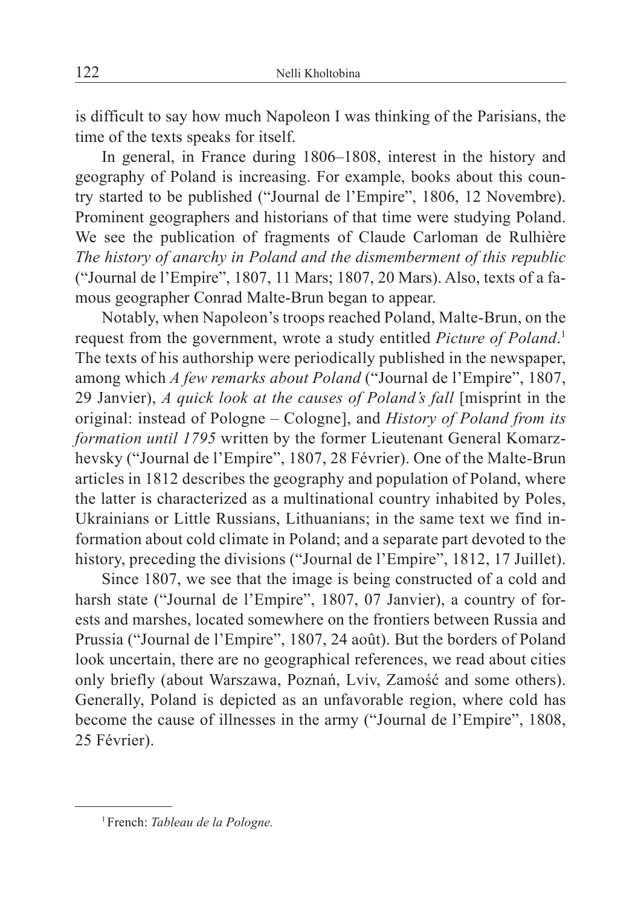is difficult to say how much Napoleon I was thinking of the Parisians, the time of the texts speaks for itself.

In general, in France during 1806–1808, interest in the history and geography of Poland is increasing. For example, books about this country started to be published ("Journal de l'Empire", 1806, 12 Novembre). Prominent geographers and historians of that time were studying Poland. We see the publication of fragments of Claude Carloman de Rulhière *The history of anarchy in Poland and the dismemberment of this republic* ("Journal de l'Empire", 1807, 11 Mars; 1807, 20 Mars). Also, texts of a famous geographer Conrad Malte-Brun began to appear.

Notably, when Napoleon's troops reached Poland, Malte-Brun, on the request from the government, wrote a study entitled *Picture of Poland*.[1] The texts of his authorship were periodically published in the newspaper, among which *A few remarks about Poland* ("Journal de l'Empire", 1807, 29 Janvier), *A quick look at the causes of Poland's fall* [misprint in the original: instead of Pologne – Cologne], and *History of Poland from its formation until 1795* written by the former Lieutenant General Komarzhevsky ("Journal de l'Empire", 1807, 28 Février). One of the Malte-Brun articles in 1812 describes the geography and population of Poland, where the latter is characterized as a multinational country inhabited by Poles, Ukrainians or Little Russians, Lithuanians; in the same text we find information about cold climate in Poland; and a separate part devoted to the history, preceding the divisions ("Journal de l'Empire", 1812, 17 Juillet).

Since 1807, we see that the image is being constructed of a cold and harsh state ("Journal de l'Empire", 1807, 07 Janvier), a country of forests and marshes, located somewhere on the frontiers between Russia and Prussia ("Journal de l'Empire", 1807, 24 août). But the borders of Poland look uncertain, there are no geographical references, we read about cities only briefly (about Warszawa, Poznań, Lviv, Zamość and some others). Generally, Poland is depicted as an unfavorable region, where cold has become the cause of illnesses in the army ("Journal de l'Empire", 1808, 25 Février).

[1] French: *Tableau de la Pologne.*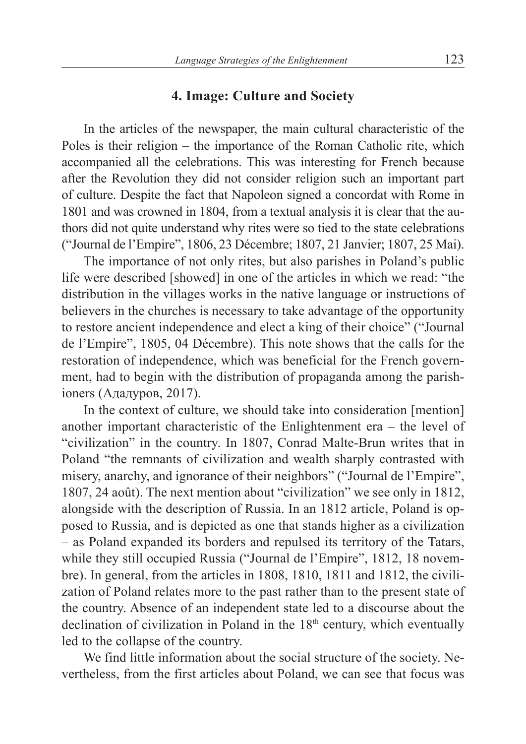## 4. Image: Culture and Society

In the articles of the newspaper, the main cultural characteristic of the Poles is their religion – the importance of the Roman Catholic rite, which accompanied all the celebrations. This was interesting for French because after the Revolution they did not consider religion such an important part of culture. Despite the fact that Napoleon signed a concordat with Rome in 1801 and was crowned in 1804, from a textual analysis it is clear that the authors did not quite understand why rites were so tied to the state celebrations ("Journal de l'Empire", 1806, 23 Décembre; 1807, 21 Janvier; 1807, 25 Mai).

The importance of not only rites, but also parishes in Poland's public life were described [showed] in one of the articles in which we read: "the distribution in the villages works in the native language or instructions of believers in the churches is necessary to take advantage of the opportunity to restore ancient independence and elect a king of their choice" ("Journal de l'Empire", 1805, 04 Décembre). This note shows that the calls for the restoration of independence, which was beneficial for the French government, had to begin with the distribution of propaganda among the parishioners (Ададуров, 2017).

In the context of culture, we should take into consideration [mention] another important characteristic of the Enlightenment era – the level of "civilization" in the country. In 1807, Conrad Malte-Brun writes that in Poland "the remnants of civilization and wealth sharply contrasted with misery, anarchy, and ignorance of their neighbors" ("Journal de l'Empire", 1807, 24 août). The next mention about "civilization" we see only in 1812, alongside with the description of Russia. In an 1812 article, Poland is opposed to Russia, and is depicted as one that stands higher as a civilization – as Poland expanded its borders and repulsed its territory of the Tatars, while they still occupied Russia ("Journal de l'Empire", 1812, 18 novembre). In general, from the articles in 1808, 1810, 1811 and 1812, the civilization of Poland relates more to the past rather than to the present state of the country. Absence of an independent state led to a discourse about the declination of civilization in Poland in the 18th century, which eventually led to the collapse of the country.

We find little information about the social structure of the society. Nevertheless, from the first articles about Poland, we can see that focus was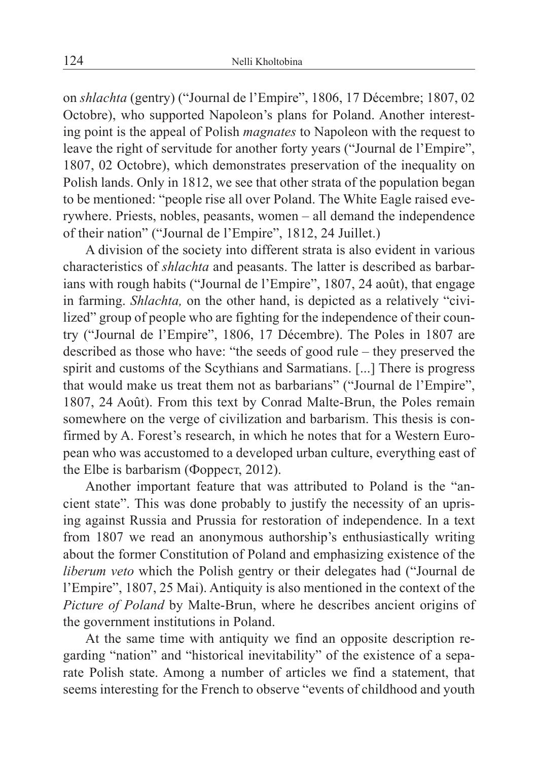on *shlachta* (gentry) ("Journal de l'Empire", 1806, 17 Décembre; 1807, 02 Octobre), who supported Napoleon's plans for Poland. Another interesting point is the appeal of Polish *magnates* to Napoleon with the request to leave the right of servitude for another forty years ("Journal de l'Empire", 1807, 02 Octobre), which demonstrates preservation of the inequality on Polish lands. Only in 1812, we see that other strata of the population began to be mentioned: "people rise all over Poland. The White Eagle raised everywhere. Priests, nobles, peasants, women – all demand the independence of their nation" ("Journal de l'Empire", 1812, 24 Juillet.)

A division of the society into different strata is also evident in various characteristics of *shlachta* and peasants. The latter is described as barbarians with rough habits ("Journal de l'Empire", 1807, 24 août), that engage in farming. *Shlachta,* on the other hand, is depicted as a relatively "civilized" group of people who are fighting for the independence of their country ("Journal de l'Empire", 1806, 17 Décembre). The Poles in 1807 are described as those who have: "the seeds of good rule – they preserved the spirit and customs of the Scythians and Sarmatians. [...] There is progress that would make us treat them not as barbarians" ("Journal de l'Empire", 1807, 24 Août). From this text by Conrad Malte-Brun, the Poles remain somewhere on the verge of civilization and barbarism. This thesis is confirmed by A. Forest's research, in which he notes that for a Western European who was accustomed to a developed urban culture, everything east of the Elbe is barbarism (Форрест, 2012).

Another important feature that was attributed to Poland is the "ancient state". This was done probably to justify the necessity of an uprising against Russia and Prussia for restoration of independence. In a text from 1807 we read an anonymous authorship's enthusiastically writing about the former Constitution of Poland and emphasizing existence of the *liberum veto* which the Polish gentry or their delegates had ("Journal de l'Empire", 1807, 25 Mai). Antiquity is also mentioned in the context of the *Picture of Poland* by Malte-Brun, where he describes ancient origins of the government institutions in Poland.

At the same time with antiquity we find an opposite description regarding "nation" and "historical inevitability" of the existence of a separate Polish state. Among a number of articles we find a statement, that seems interesting for the French to observe "events of childhood and youth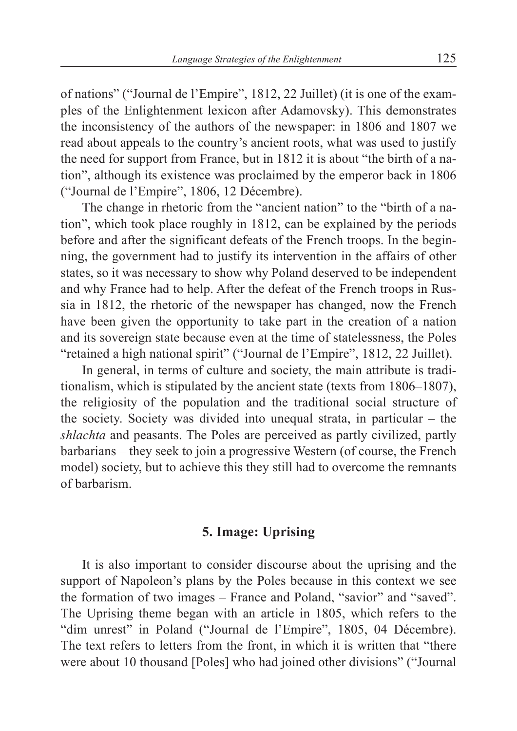of nations" ("Journal de l'Empire", 1812, 22 Juillet) (it is one of the examples of the Enlightenment lexicon after Adamovsky). This demonstrates the inconsistency of the authors of the newspaper: in 1806 and 1807 we read about appeals to the country's ancient roots, what was used to justify the need for support from France, but in 1812 it is about "the birth of a nation", although its existence was proclaimed by the emperor back in 1806 ("Journal de l'Empire", 1806, 12 Décembre).

The change in rhetoric from the "ancient nation" to the "birth of a nation", which took place roughly in 1812, can be explained by the periods before and after the significant defeats of the French troops. In the beginning, the government had to justify its intervention in the affairs of other states, so it was necessary to show why Poland deserved to be independent and why France had to help. After the defeat of the French troops in Russia in 1812, the rhetoric of the newspaper has changed, now the French have been given the opportunity to take part in the creation of a nation and its sovereign state because even at the time of statelessness, the Poles "retained a high national spirit" ("Journal de l'Empire", 1812, 22 Juillet).

In general, in terms of culture and society, the main attribute is traditionalism, which is stipulated by the ancient state (texts from 1806–1807), the religiosity of the population and the traditional social structure of the society. Society was divided into unequal strata, in particular – the *shlachta* and peasants. The Poles are perceived as partly civilized, partly barbarians – they seek to join a progressive Western (of course, the French model) society, but to achieve this they still had to overcome the remnants of barbarism.

## 5. Image: Uprising

It is also important to consider discourse about the uprising and the support of Napoleon's plans by the Poles because in this context we see the formation of two images – France and Poland, "savior" and "saved". The Uprising theme began with an article in 1805, which refers to the "dim unrest" in Poland ("Journal de l'Empire", 1805, 04 Décembre). The text refers to letters from the front, in which it is written that "there were about 10 thousand [Poles] who had joined other divisions" ("Journal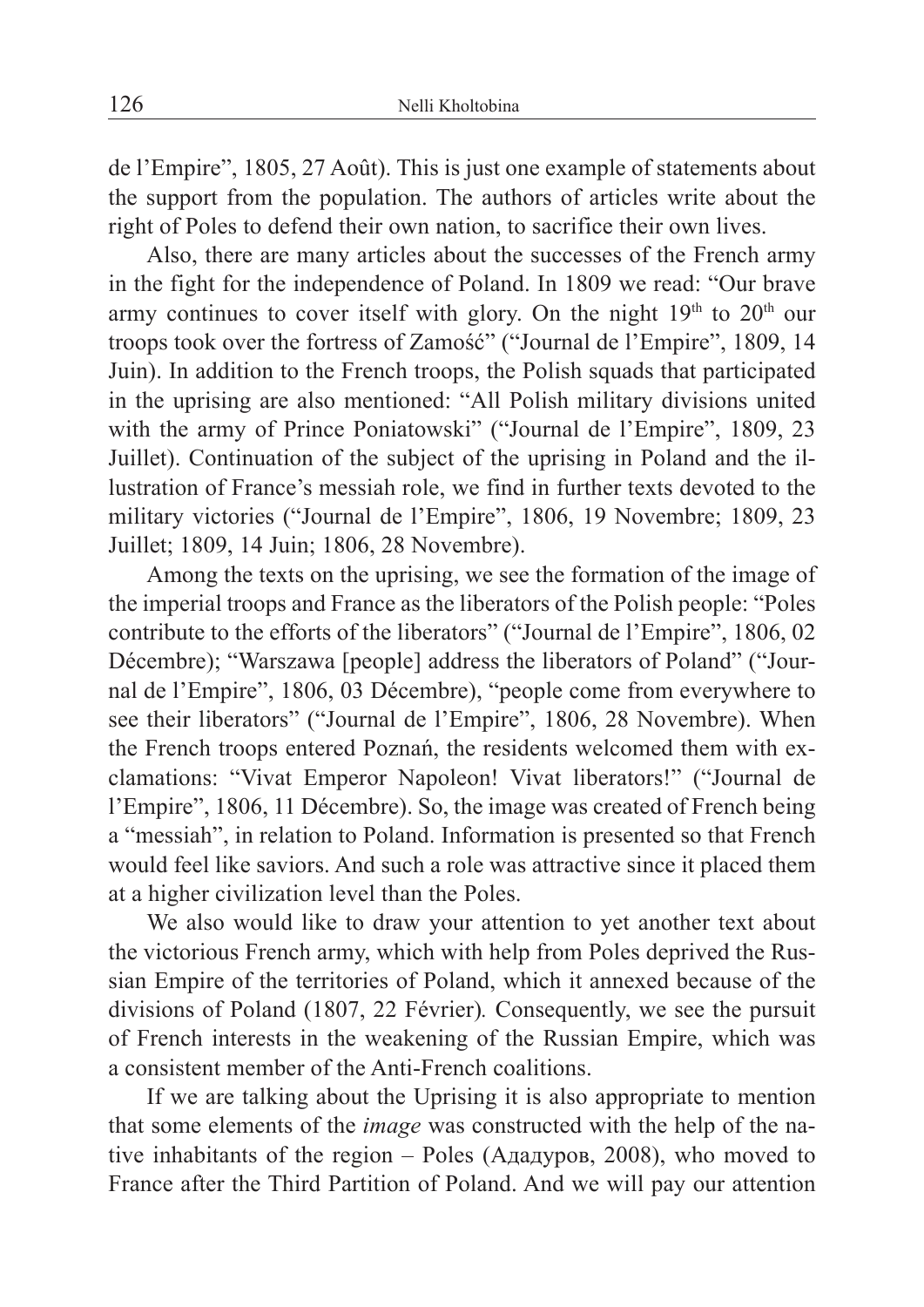de l'Empire", 1805, 27 Août). This is just one example of statements about the support from the population. The authors of articles write about the right of Poles to defend their own nation, to sacrifice their own lives.

Also, there are many articles about the successes of the French army in the fight for the independence of Poland. In 1809 we read: "Our brave army continues to cover itself with glory. On the night 19[th] to 20[th] our troops took over the fortress of Zamość" ("Journal de l'Empire", 1809, 14 Juin). In addition to the French troops, the Polish squads that participated in the uprising are also mentioned: "All Polish military divisions united with the army of Prince Poniatowski" ("Journal de l'Empire", 1809, 23 Juillet). Continuation of the subject of the uprising in Poland and the illustration of France's messiah role, we find in further texts devoted to the military victories ("Journal de l'Empire", 1806, 19 Novembre; 1809, 23 Juillet; 1809, 14 Juin; 1806, 28 Novembre).

Among the texts on the uprising, we see the formation of the image of the imperial troops and France as the liberators of the Polish people: "Poles contribute to the efforts of the liberators" ("Journal de l'Empire", 1806, 02 Décembre); "Warszawa [people] address the liberators of Poland" ("Journal de l'Empire", 1806, 03 Décembre), "people come from everywhere to see their liberators" ("Journal de l'Empire", 1806, 28 Novembre). When the French troops entered Poznań, the residents welcomed them with exclamations: "Vivat Emperor Napoleon! Vivat liberators!" ("Journal de l'Empire", 1806, 11 Décembre). So, the image was created of French being a "messiah", in relation to Poland. Information is presented so that French would feel like saviors. And such a role was attractive since it placed them at a higher civilization level than the Poles.

We also would like to draw your attention to yet another text about the victorious French army, which with help from Poles deprived the Russian Empire of the territories of Poland, which it annexed because of the divisions of Poland (1807, 22 Février)*.* Consequently, we see the pursuit of French interests in the weakening of the Russian Empire, which was a consistent member of the Anti-French coalitions.

If we are talking about the Uprising it is also appropriate to mention that some elements of the *image* was constructed with the help of the native inhabitants of the region – Poles (Ададуров, 2008), who moved to France after the Third Partition of Poland. And we will pay our attention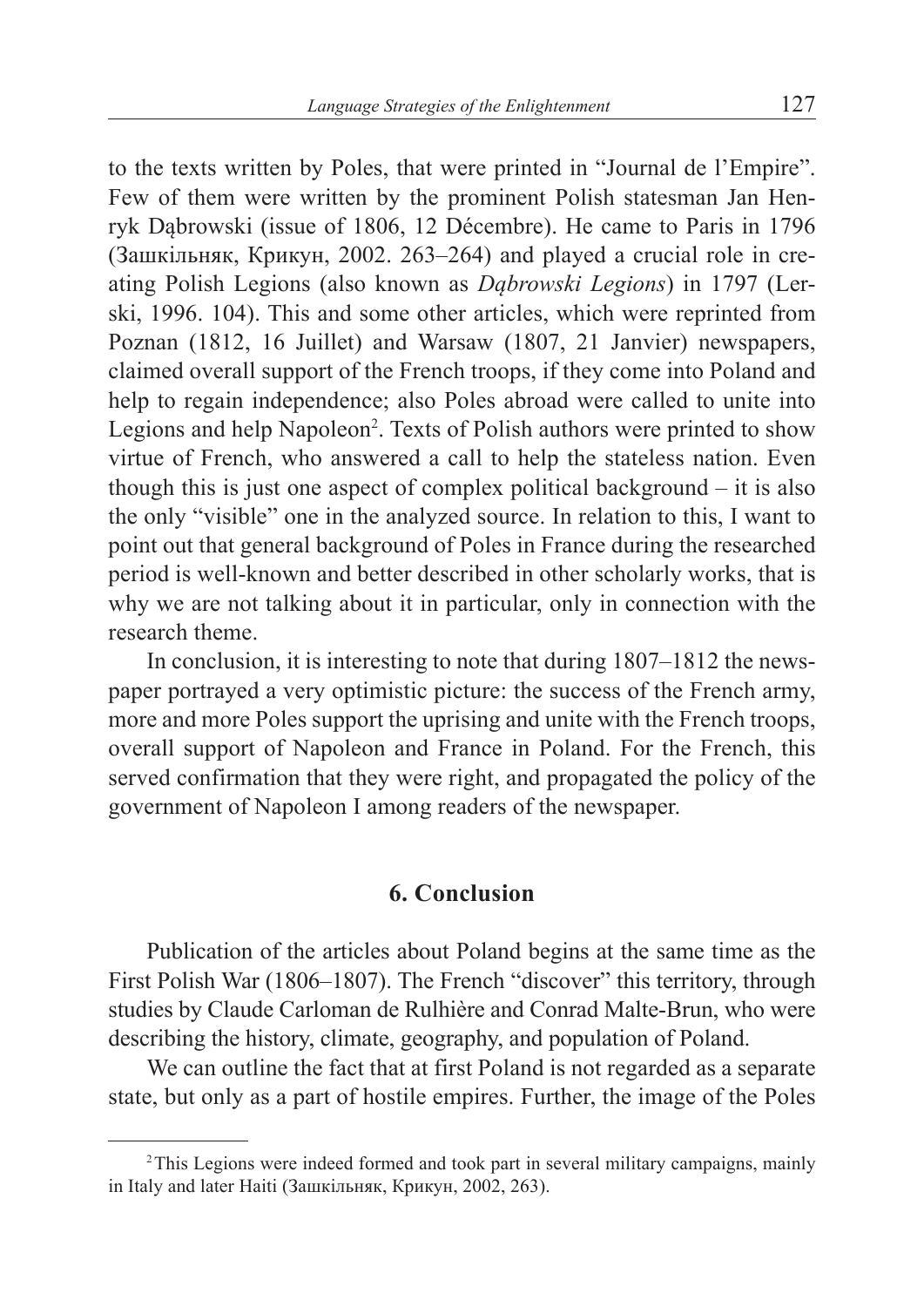to the texts written by Poles, that were printed in "Journal de l'Empire". Few of them were written by the prominent Polish statesman Jan Henryk Dąbrowski (issue of 1806, 12 Décembre). He came to Paris in 1796 (Зашкільняк, Крикун, 2002. 263–264) and played a crucial role in creating Polish Legions (also known as *Dąbrowski Legions*) in 1797 (Lerski, 1996. 104). This and some other articles, which were reprinted from Poznan (1812, 16 Juillet) and Warsaw (1807, 21 Janvier) newspapers, claimed overall support of the French troops, if they come into Poland and help to regain independence; also Poles abroad were called to unite into Legions and help Napoleon[2]. Texts of Polish authors were printed to show virtue of French, who answered a call to help the stateless nation. Even though this is just one aspect of complex political background – it is also the only "visible" one in the analyzed source. In relation to this, I want to point out that general background of Poles in France during the researched period is well-known and better described in other scholarly works, that is why we are not talking about it in particular, only in connection with the research theme.

In conclusion, it is interesting to note that during 1807–1812 the newspaper portrayed a very optimistic picture: the success of the French army, more and more Poles support the uprising and unite with the French troops, overall support of Napoleon and France in Poland. For the French, this served confirmation that they were right, and propagated the policy of the government of Napoleon I among readers of the newspaper.

## 6. Conclusion

Publication of the articles about Poland begins at the same time as the First Polish War (1806–1807). The French "discover" this territory, through studies by Claude Carloman de Rulhière and Conrad Malte-Brun, who were describing the history, climate, geography, and population of Poland.

We can outline the fact that at first Poland is not regarded as a separate state, but only as a part of hostile empires. Further, the image of the Poles

---

[2] This Legions were indeed formed and took part in several military campaigns, mainly in Italy and later Haiti (Зашкільняк, Крикун, 2002, 263).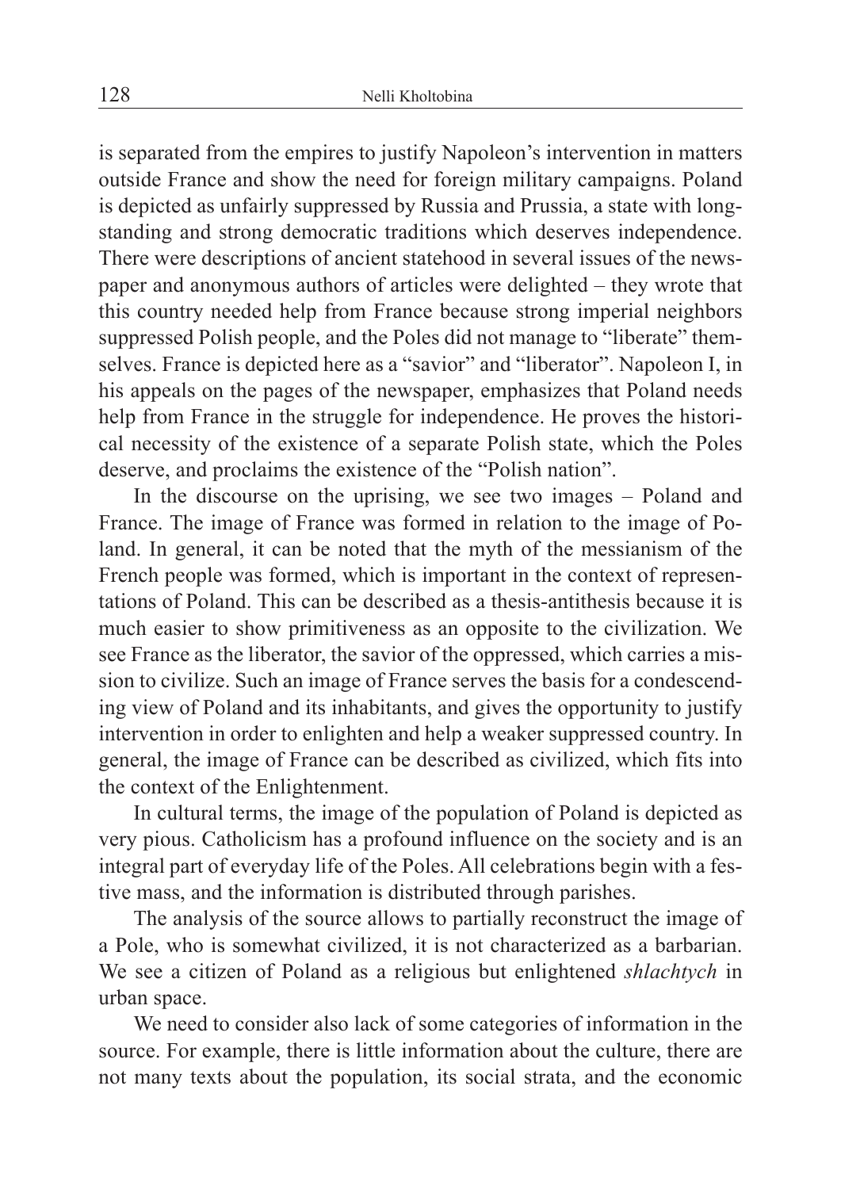is separated from the empires to justify Napoleon's intervention in matters outside France and show the need for foreign military campaigns. Poland is depicted as unfairly suppressed by Russia and Prussia, a state with long-standing and strong democratic traditions which deserves independence. There were descriptions of ancient statehood in several issues of the newspaper and anonymous authors of articles were delighted – they wrote that this country needed help from France because strong imperial neighbors suppressed Polish people, and the Poles did not manage to "liberate" themselves. France is depicted here as a "savior" and "liberator". Napoleon I, in his appeals on the pages of the newspaper, emphasizes that Poland needs help from France in the struggle for independence. He proves the historical necessity of the existence of a separate Polish state, which the Poles deserve, and proclaims the existence of the "Polish nation".

In the discourse on the uprising, we see two images – Poland and France. The image of France was formed in relation to the image of Poland. In general, it can be noted that the myth of the messianism of the French people was formed, which is important in the context of representations of Poland. This can be described as a thesis-antithesis because it is much easier to show primitiveness as an opposite to the civilization. We see France as the liberator, the savior of the oppressed, which carries a mission to civilize. Such an image of France serves the basis for a condescending view of Poland and its inhabitants, and gives the opportunity to justify intervention in order to enlighten and help a weaker suppressed country. In general, the image of France can be described as civilized, which fits into the context of the Enlightenment.

In cultural terms, the image of the population of Poland is depicted as very pious. Catholicism has a profound influence on the society and is an integral part of everyday life of the Poles. All celebrations begin with a festive mass, and the information is distributed through parishes.

The analysis of the source allows to partially reconstruct the image of a Pole, who is somewhat civilized, it is not characterized as a barbarian. We see a citizen of Poland as a religious but enlightened *shlachtych* in urban space.

We need to consider also lack of some categories of information in the source. For example, there is little information about the culture, there are not many texts about the population, its social strata, and the economic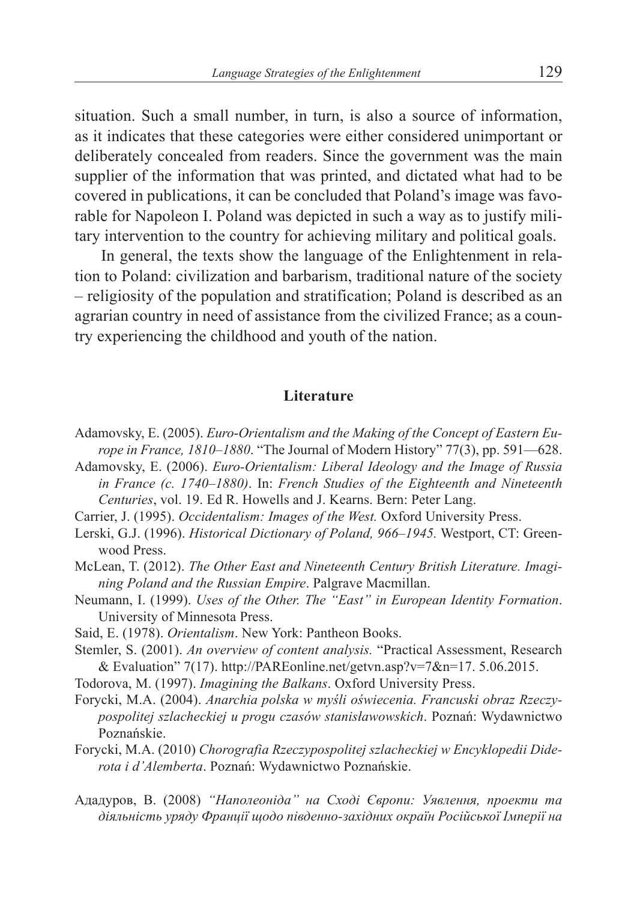situation. Such a small number, in turn, is also a source of information, as it indicates that these categories were either considered unimportant or deliberately concealed from readers. Since the government was the main supplier of the information that was printed, and dictated what had to be covered in publications, it can be concluded that Poland's image was favorable for Napoleon I. Poland was depicted in such a way as to justify military intervention to the country for achieving military and political goals.

In general, the texts show the language of the Enlightenment in relation to Poland: civilization and barbarism, traditional nature of the society – religiosity of the population and stratification; Poland is described as an agrarian country in need of assistance from the civilized France; as a country experiencing the childhood and youth of the nation.

## Literature

Adamovsky, E. (2005). *Euro-Orientalism and the Making of the Concept of Eastern Europe in France, 1810–1880*. "The Journal of Modern History" 77(3), pp. 591—628.

Adamovsky, E. (2006). *Euro-Orientalism: Liberal Ideology and the Image of Russia in France (c. 1740–1880)*. In: *French Studies of the Eighteenth and Nineteenth Centuries*, vol. 19. Ed R. Howells and J. Kearns. Bern: Peter Lang.

Carrier, J. (1995). *Occidentalism: Images of the West.* Oxford University Press.

Lerski, G.J. (1996). *Historical Dictionary of Poland, 966–1945.* Westport, CT: Greenwood Press.

McLean, T. (2012). *The Other East and Nineteenth Century British Literature. Imagining Poland and the Russian Empire*. Palgrave Macmillan.

Neumann, I. (1999). *Uses of the Other. The "East" in European Identity Formation*. University of Minnesota Press.

Said, E. (1978). *Orientalism*. New York: Pantheon Books.

Stemler, S. (2001). *An overview of content analysis.* "Practical Assessment, Research & Evaluation" 7(17). http://PAREonline.net/getvn.asp?v=7&n=17. 5.06.2015.

Todorova, M. (1997). *Imagining the Balkans*. Oxford University Press.

Forycki, M.A. (2004). *Anarchia polska w myśli oświecenia. Francuski obraz Rzeczypospolitej szlacheckiej u progu czasów stanisławowskich*. Poznań: Wydawnictwo Poznańskie.

Forycki, M.A. (2010) *Chorografia Rzeczypospolitej szlacheckiej w Encyklopedii Diderota i d'Alemberta*. Poznań: Wydawnictwo Poznańskie.

Ададуров, В. (2008) *"Наполеоніда" на Сході Європи: Уявлення, проекти та діяльність уряду Франції щодо південно-західних окраїн Російської Імперії на*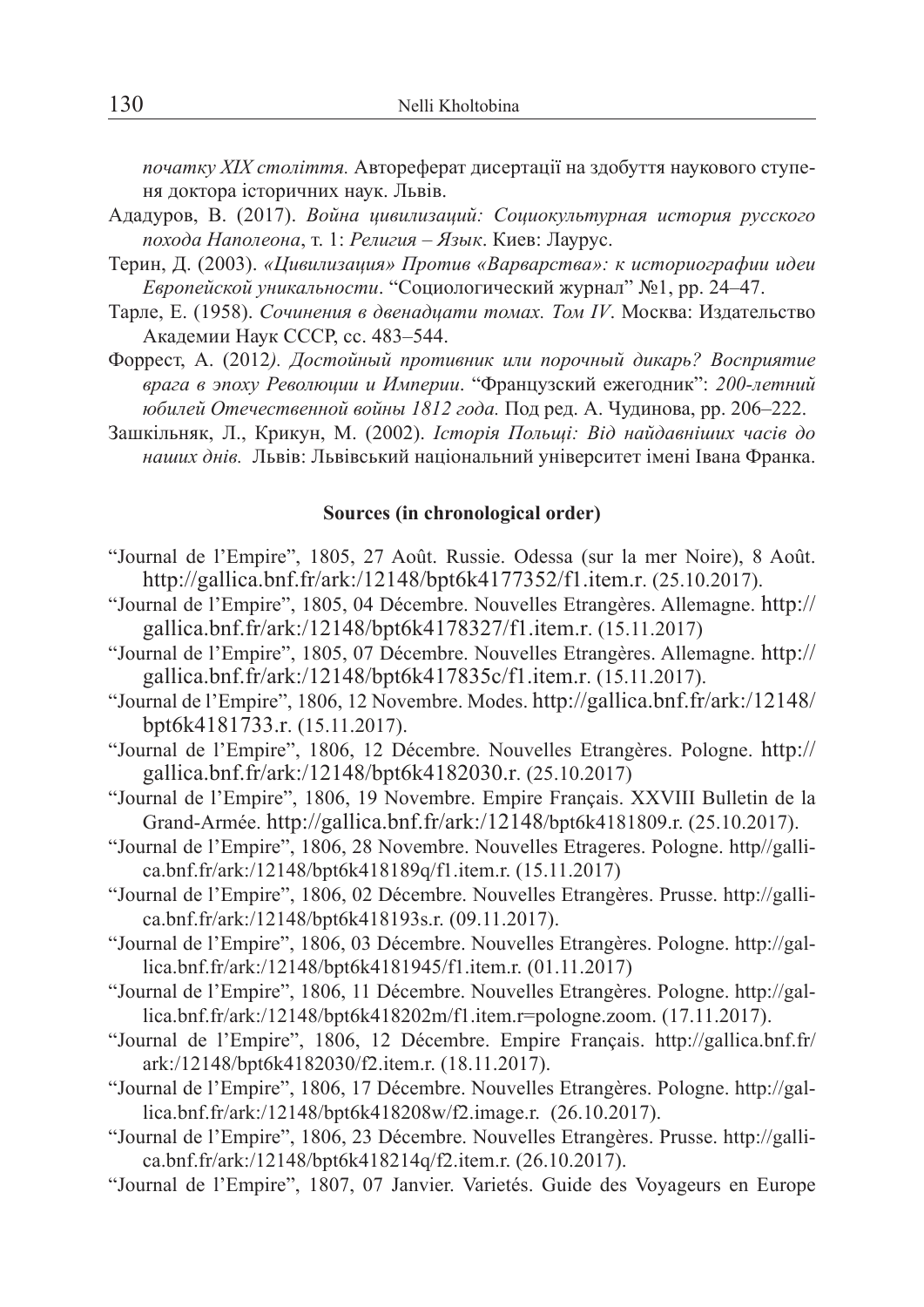*початку XIX століття.* Автореферат дисертації на здобуття наукового ступеня доктора історичних наук. Львів.

Ададуров, В. (2017). *Война цивилизаций: Социокультурная история русского похода Наполеона*, т. 1: *Религия – Язык*. Киев: Лаурус.

Терин, Д. (2003). *«Цивилизация» Против «Варварства»: к историографии идеи Европейской уникальности*. "Социологический журнал" №1, pp. 24–47.

Тарле, Е. (1958). *Сочинения в двенадцати томах. Том IV*. Москва: Издательство Академии Наук СССР, сс. 483–544.

Форрест, А. (2012*). Достойный противник или порочный дикарь? Восприятие врага в эпоху Революции и Империи*. "Французский ежегодник": *200-летний юбилей Отечественной войны 1812 года.* Под ред. А. Чудинова, pp. 206–222.

Зашкільняк, Л., Крикун, М. (2002). *Історія Польщі: Від найдавніших часів до наших днів.* Львів: Львівський національний університет імені Івана Франка.

### Sources (in chronological order)

"Journal de l'Empire", 1805, 27 Août. Russie. Odessa (sur la mer Noire), 8 Août. http://gallica.bnf.fr/ark:/12148/bpt6k4177352/f1.item.r. (25.10.2017).

"Journal de l'Empire", 1805, 04 Décembre. Nouvelles Etrangères. Allemagne. http://gallica.bnf.fr/ark:/12148/bpt6k4178327/f1.item.r. (15.11.2017)

"Journal de l'Empire", 1805, 07 Décembre. Nouvelles Etrangères. Allemagne. http://gallica.bnf.fr/ark:/12148/bpt6k417835c/f1.item.r. (15.11.2017).

"Journal de l'Empire", 1806, 12 Novembre. Modes. http://gallica.bnf.fr/ark:/12148/bpt6k4181733.r. (15.11.2017).

"Journal de l'Empire", 1806, 12 Décembre. Nouvelles Etrangères. Pologne. http://gallica.bnf.fr/ark:/12148/bpt6k4182030.r. (25.10.2017)

"Journal de l'Empire", 1806, 19 Novembre. Empire Français. XXVIII Bulletin de la Grand-Armée. http://gallica.bnf.fr/ark:/12148/bpt6k4181809.r. (25.10.2017).

"Journal de l'Empire", 1806, 28 Novembre. Nouvelles Etrageres. Pologne. http//gallica.bnf.fr/ark:/12148/bpt6k418189q/f1.item.r. (15.11.2017)

"Journal de l'Empire", 1806, 02 Décembre. Nouvelles Etrangères. Prusse. http://gallica.bnf.fr/ark:/12148/bpt6k418193s.r. (09.11.2017).

"Journal de l'Empire", 1806, 03 Décembre. Nouvelles Etrangères. Pologne. http://gallica.bnf.fr/ark:/12148/bpt6k4181945/f1.item.r. (01.11.2017)

"Journal de l'Empire", 1806, 11 Décembre. Nouvelles Etrangères. Pologne. http://gallica.bnf.fr/ark:/12148/bpt6k418202m/f1.item.r=pologne.zoom. (17.11.2017).

"Journal de l'Empire", 1806, 12 Décembre. Empire Français. http://gallica.bnf.fr/ark:/12148/bpt6k4182030/f2.item.r. (18.11.2017).

"Journal de l'Empire", 1806, 17 Décembre. Nouvelles Etrangères. Pologne. http://gallica.bnf.fr/ark:/12148/bpt6k418208w/f2.image.r. (26.10.2017).

"Journal de l'Empire", 1806, 23 Décembre. Nouvelles Etrangères. Prusse. http://gallica.bnf.fr/ark:/12148/bpt6k418214q/f2.item.r. (26.10.2017).

"Journal de l'Empire", 1807, 07 Janvier. Varietés. Guide des Voyageurs en Europe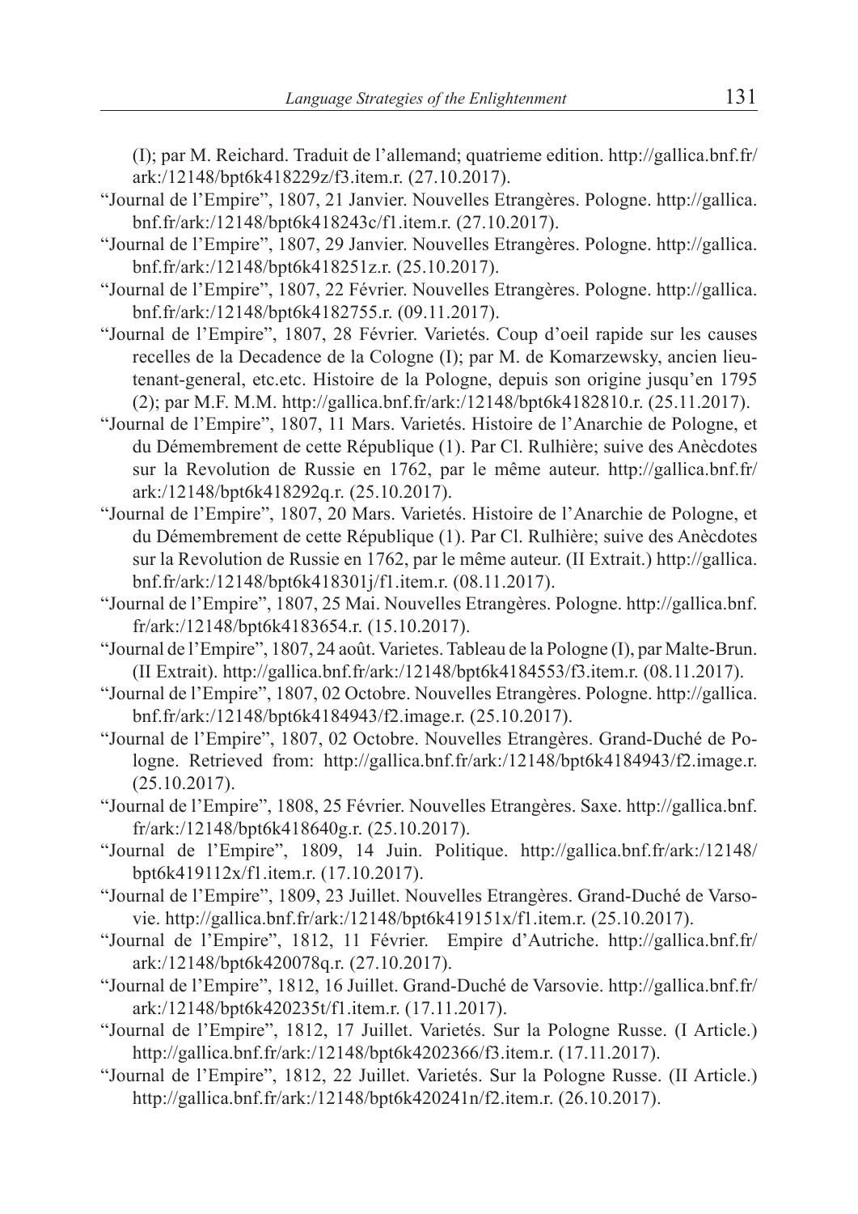(I); par M. Reichard. Traduit de l'allemand; quatrieme edition. http://gallica.bnf.fr/ark:/12148/bpt6k418229z/f3.item.r. (27.10.2017).

"Journal de l'Empire", 1807, 21 Janvier. Nouvelles Etrangères. Pologne. http://gallica.bnf.fr/ark:/12148/bpt6k418243c/f1.item.r. (27.10.2017).

"Journal de l'Empire", 1807, 29 Janvier. Nouvelles Etrangères. Pologne. http://gallica.bnf.fr/ark:/12148/bpt6k418251z.r. (25.10.2017).

"Journal de l'Empire", 1807, 22 Février. Nouvelles Etrangères. Pologne. http://gallica.bnf.fr/ark:/12148/bpt6k4182755.r. (09.11.2017).

"Journal de l'Empire", 1807, 28 Février. Varietés. Coup d'oeil rapide sur les causes recelles de la Decadence de la Cologne (I); par M. de Komarzewsky, ancien lieutenant-general, etc.etc. Histoire de la Pologne, depuis son origine jusqu'en 1795 (2); par M.F. M.M. http://gallica.bnf.fr/ark:/12148/bpt6k4182810.r. (25.11.2017).

"Journal de l'Empire", 1807, 11 Mars. Varietés. Histoire de l'Anarchie de Pologne, et du Démembrement de cette République (1). Par Cl. Rulhière; suive des Anècdotes sur la Revolution de Russie en 1762, par le même auteur. http://gallica.bnf.fr/ark:/12148/bpt6k418292q.r. (25.10.2017).

"Journal de l'Empire", 1807, 20 Mars. Varietés. Histoire de l'Anarchie de Pologne, et du Démembrement de cette République (1). Par Cl. Rulhière; suive des Anècdotes sur la Revolution de Russie en 1762, par le même auteur. (II Extrait.) http://gallica.bnf.fr/ark:/12148/bpt6k418301j/f1.item.r. (08.11.2017).

"Journal de l'Empire", 1807, 25 Mai. Nouvelles Etrangères. Pologne. http://gallica.bnf.fr/ark:/12148/bpt6k4183654.r. (15.10.2017).

"Journal de l'Empire", 1807, 24 août. Varietes. Tableau de la Pologne (I), par Malte-Brun. (II Extrait). http://gallica.bnf.fr/ark:/12148/bpt6k4184553/f3.item.r. (08.11.2017).

"Journal de l'Empire", 1807, 02 Octobre. Nouvelles Etrangères. Pologne. http://gallica.bnf.fr/ark:/12148/bpt6k4184943/f2.image.r. (25.10.2017).

"Journal de l'Empire", 1807, 02 Octobre. Nouvelles Etrangères. Grand-Duché de Pologne. Retrieved from: http://gallica.bnf.fr/ark:/12148/bpt6k4184943/f2.image.r. (25.10.2017).

"Journal de l'Empire", 1808, 25 Février. Nouvelles Etrangères. Saxe. http://gallica.bnf.fr/ark:/12148/bpt6k418640g.r. (25.10.2017).

"Journal de l'Empire", 1809, 14 Juin. Politique. http://gallica.bnf.fr/ark:/12148/bpt6k419112x/f1.item.r. (17.10.2017).

"Journal de l'Empire", 1809, 23 Juillet. Nouvelles Etrangères. Grand-Duché de Varsovie. http://gallica.bnf.fr/ark:/12148/bpt6k419151x/f1.item.r. (25.10.2017).

"Journal de l'Empire", 1812, 11 Février. Empire d'Autriche. http://gallica.bnf.fr/ark:/12148/bpt6k420078q.r. (27.10.2017).

"Journal de l'Empire", 1812, 16 Juillet. Grand-Duché de Varsovie. http://gallica.bnf.fr/ark:/12148/bpt6k420235t/f1.item.r. (17.11.2017).

"Journal de l'Empire", 1812, 17 Juillet. Varietés. Sur la Pologne Russe. (I Article.) http://gallica.bnf.fr/ark:/12148/bpt6k4202366/f3.item.r. (17.11.2017).

"Journal de l'Empire", 1812, 22 Juillet. Varietés. Sur la Pologne Russe. (II Article.) http://gallica.bnf.fr/ark:/12148/bpt6k420241n/f2.item.r. (26.10.2017).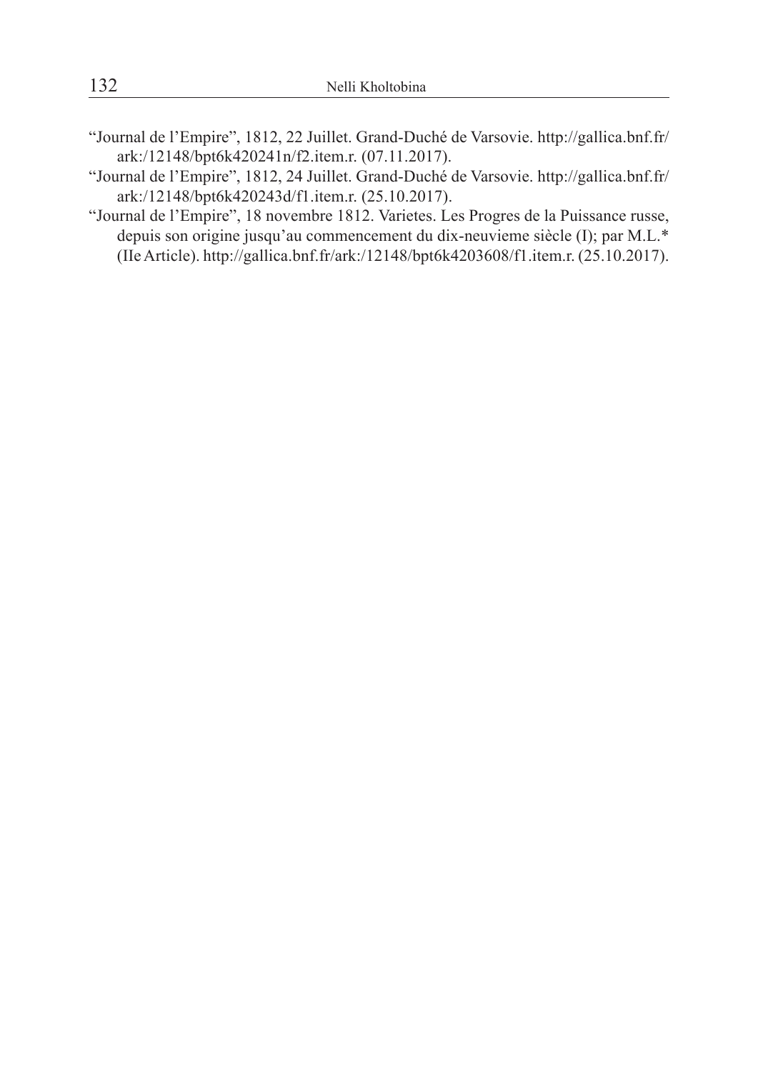"Journal de l'Empire", 1812, 22 Juillet. Grand-Duché de Varsovie. http://gallica.bnf.fr/ark:/12148/bpt6k420241n/f2.item.r. (07.11.2017).

"Journal de l'Empire", 1812, 24 Juillet. Grand-Duché de Varsovie. http://gallica.bnf.fr/ark:/12148/bpt6k420243d/f1.item.r. (25.10.2017).

"Journal de l'Empire", 18 novembre 1812. Varietes. Les Progres de la Puissance russe, depuis son origine jusqu'au commencement du dix-neuvieme siècle (I); par M.L.* (IIe Article). http://gallica.bnf.fr/ark:/12148/bpt6k4203608/f1.item.r. (25.10.2017).